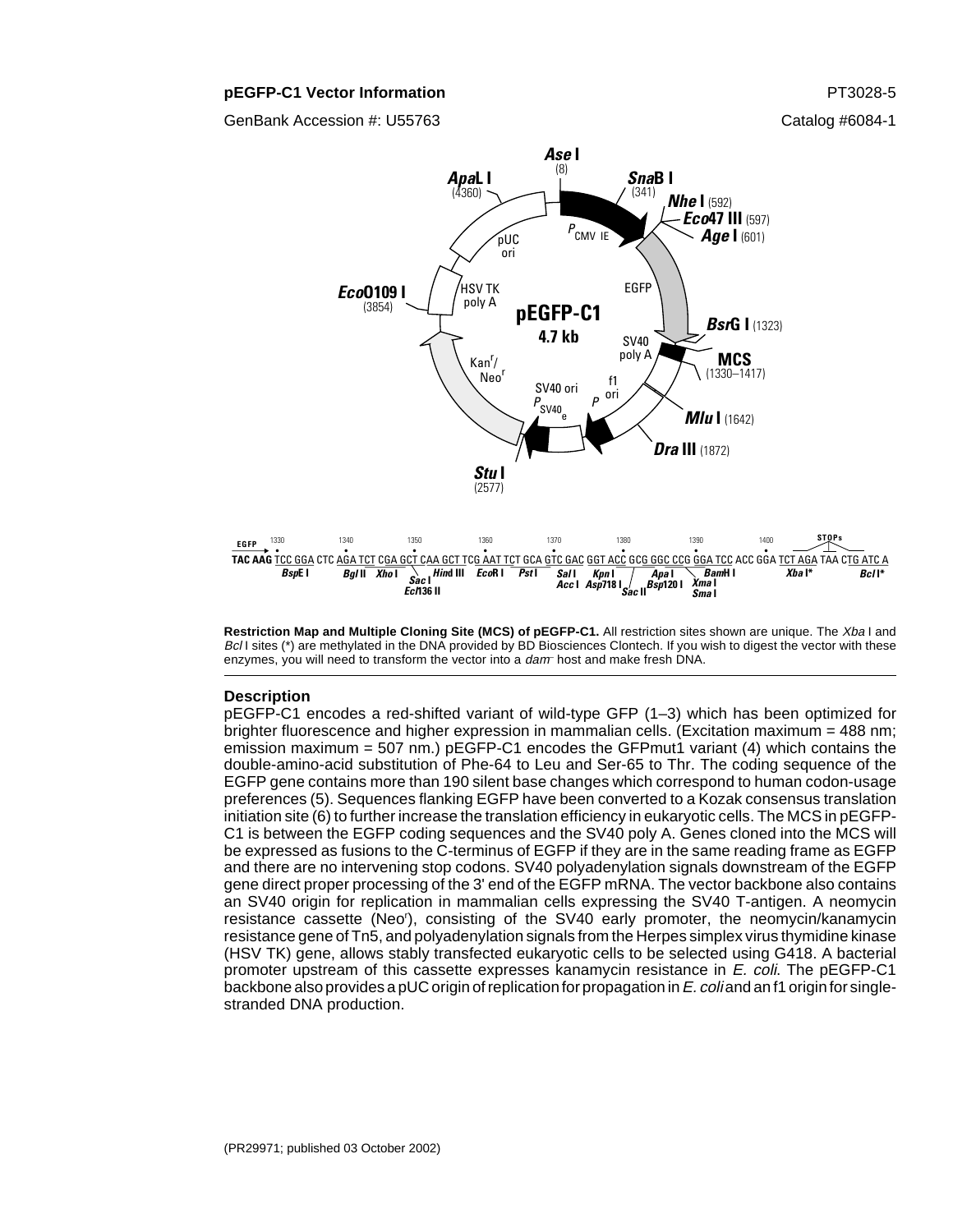**pEGFP-C1 Vector Information**

PT3028-5

GenBank Accession #: U55763

Catalog #6084-1

*Ase* I (8)
*Sna*B I (341)
*Nhe* I (592)
*Eco*47 III (597)
*Age* I (601)
*Bsr*G I (1323)
MCS (1330–1417)
*Mlu* I (1642)
*Dra* III (1872)
*Stu* I (2577)
*Eco*O109 I (3854)
*Apa*L I (4360)

pEGFP-C1
4.7 kb

$P_{CMV\ IE}$, EGFP, SV40 poly A, f1 ori, P, SV40 ori $P_{SV40\ e}$, Kan$^r$/Neo$^r$, HSV TK poly A, pUC ori

```
EGFP   1330      1340      1350      1360      1370      1380      1390      1400   STOPs
TAC AAG TCC GGA CTC AGA TCT CGA GCT CAA GCT TCG AAT TCT GCA GTC GAC GGT ACC GCG GGC CCG GGA TCC ACC GGA TCT AGA TAA CTG ATC A
```

*Bsp*E I, *Bgl* II, *Xho* I, *Sac* I, *Ecl*136 II, *Hind* III, *Eco*R I, *Pst* I, *Sal* I, *Acc* I, *Kpn* I, *Asp*718 I, *Sac* II, *Apa* I, *Bsp*120 I, *Bam*H I, *Xma* I, *Sma* I, *Xba* I*, *Bcl* I*

**Restriction Map and Multiple Cloning Site (MCS) of pEGFP-C1.** All restriction sites shown are unique. The *Xba* I and *Bcl* I sites (*) are methylated in the DNA provided by BD Biosciences Clontech. If you wish to digest the vector with these enzymes, you will need to transform the vector into a *dam*⁻ host and make fresh DNA.

## Description

pEGFP-C1 encodes a red-shifted variant of wild-type GFP (1–3) which has been optimized for brighter fluorescence and higher expression in mammalian cells. (Excitation maximum = 488 nm; emission maximum = 507 nm.) pEGFP-C1 encodes the GFPmut1 variant (4) which contains the double-amino-acid substitution of Phe-64 to Leu and Ser-65 to Thr. The coding sequence of the EGFP gene contains more than 190 silent base changes which correspond to human codon-usage preferences (5). Sequences flanking EGFP have been converted to a Kozak consensus translation initiation site (6) to further increase the translation efficiency in eukaryotic cells. The MCS in pEGFP-C1 is between the EGFP coding sequences and the SV40 poly A. Genes cloned into the MCS will be expressed as fusions to the C-terminus of EGFP if they are in the same reading frame as EGFP and there are no intervening stop codons. SV40 polyadenylation signals downstream of the EGFP gene direct proper processing of the 3' end of the EGFP mRNA. The vector backbone also contains an SV40 origin for replication in mammalian cells expressing the SV40 T-antigen. A neomycin resistance cassette (Neo$^r$), consisting of the SV40 early promoter, the neomycin/kanamycin resistance gene of Tn5, and polyadenylation signals from the Herpes simplex virus thymidine kinase (HSV TK) gene, allows stably transfected eukaryotic cells to be selected using G418. A bacterial promoter upstream of this cassette expresses kanamycin resistance in *E. coli*. The pEGFP-C1 backbone also provides a pUC origin of replication for propagation in *E. coli* and an f1 origin for single-stranded DNA production.

(PR29971; published 03 October 2002)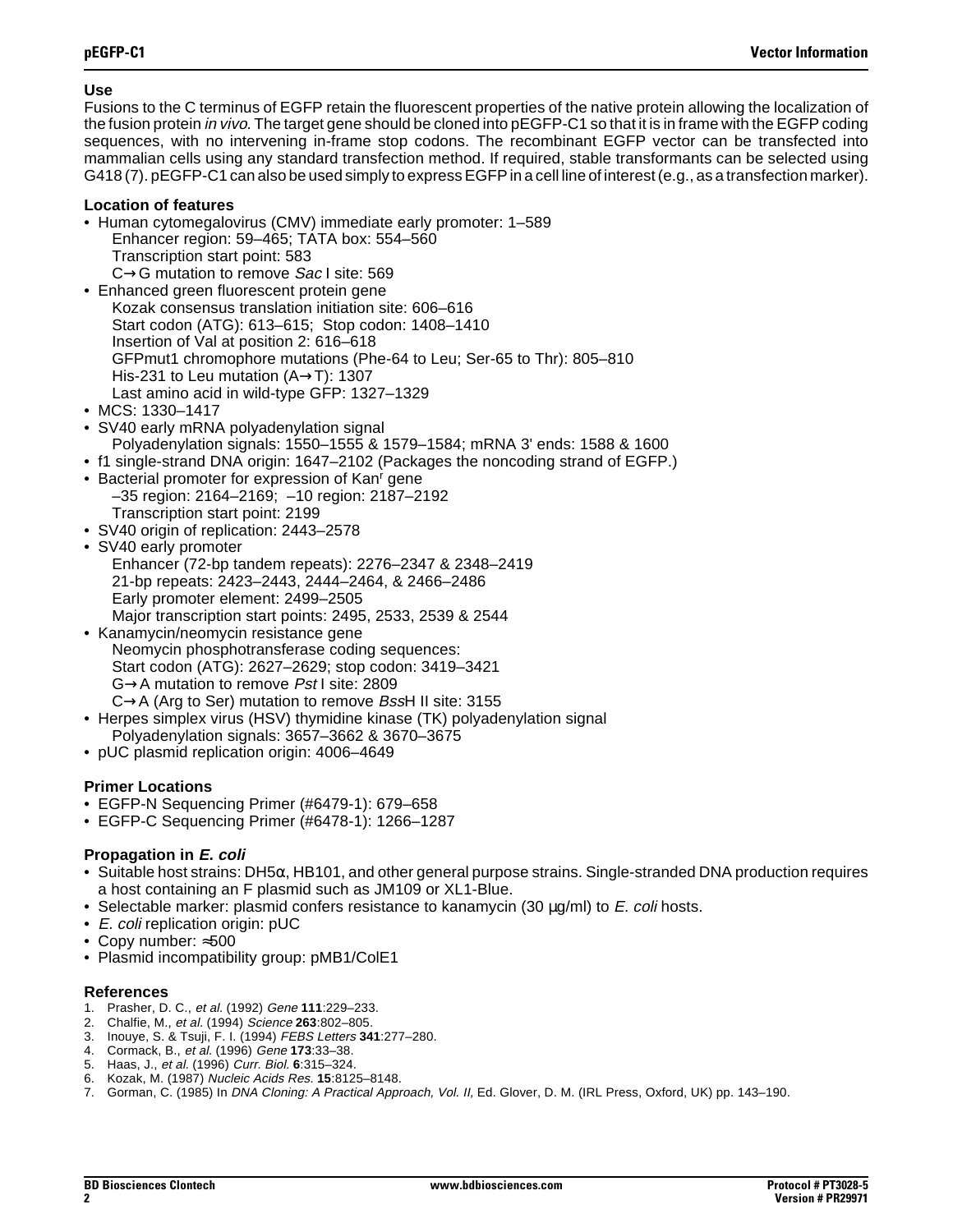## Use

Fusions to the C terminus of EGFP retain the fluorescent properties of the native protein allowing the localization of the fusion protein *in vivo*. The target gene should be cloned into pEGFP-C1 so that it is in frame with the EGFP coding sequences, with no intervening in-frame stop codons. The recombinant EGFP vector can be transfected into mammalian cells using any standard transfection method. If required, stable transformants can be selected using G418 (7). pEGFP-C1 can also be used simply to express EGFP in a cell line of interest (e.g., as a transfection marker).

## Location of features

- Human cytomegalovirus (CMV) immediate early promoter: 1–589
  - Enhancer region: 59–465; TATA box: 554–560
  - Transcription start point: 583
  - C→G mutation to remove *Sac* I site: 569
- Enhanced green fluorescent protein gene
  - Kozak consensus translation initiation site: 606–616
  - Start codon (ATG): 613–615; Stop codon: 1408–1410
  - Insertion of Val at position 2: 616–618
  - GFPmut1 chromophore mutations (Phe-64 to Leu; Ser-65 to Thr): 805–810
  - His-231 to Leu mutation (A→T): 1307
  - Last amino acid in wild-type GFP: 1327–1329
- MCS: 1330–1417
- SV40 early mRNA polyadenylation signal
  - Polyadenylation signals: 1550–1555 & 1579–1584; mRNA 3' ends: 1588 & 1600
- f1 single-strand DNA origin: 1647–2102 (Packages the noncoding strand of EGFP.)
- Bacterial promoter for expression of Kan$^r$ gene
  - –35 region: 2164–2169; –10 region: 2187–2192
  - Transcription start point: 2199
- SV40 origin of replication: 2443–2578
- SV40 early promoter
  - Enhancer (72-bp tandem repeats): 2276–2347 & 2348–2419
  - 21-bp repeats: 2423–2443, 2444–2464, & 2466–2486
  - Early promoter element: 2499–2505
  - Major transcription start points: 2495, 2533, 2539 & 2544
- Kanamycin/neomycin resistance gene
  - Neomycin phosphotransferase coding sequences:
  - Start codon (ATG): 2627–2629; stop codon: 3419–3421
  - G→A mutation to remove *Pst* I site: 2809
  - C→A (Arg to Ser) mutation to remove *Bss*H II site: 3155
- Herpes simplex virus (HSV) thymidine kinase (TK) polyadenylation signal
  - Polyadenylation signals: 3657–3662 & 3670–3675
- pUC plasmid replication origin: 4006–4649

## Primer Locations

- EGFP-N Sequencing Primer (#6479-1): 679–658
- EGFP-C Sequencing Primer (#6478-1): 1266–1287

## Propagation in *E. coli*

- Suitable host strains: DH5α, HB101, and other general purpose strains. Single-stranded DNA production requires a host containing an F plasmid such as JM109 or XL1-Blue.
- Selectable marker: plasmid confers resistance to kanamycin (30 µg/ml) to *E. coli* hosts.
- *E. coli* replication origin: pUC
- Copy number: ≈500
- Plasmid incompatibility group: pMB1/ColE1

## References

1. Prasher, D. C., *et al.* (1992) *Gene* **111**:229–233.
2. Chalfie, M., *et al.* (1994) *Science* **263**:802–805.
3. Inouye, S. & Tsuji, F. I. (1994) *FEBS Letters* **341**:277–280.
4. Cormack, B., *et al.* (1996) *Gene* **173**:33–38.
5. Haas, J., *et al.* (1996) *Curr. Biol.* **6**:315–324.
6. Kozak, M. (1987) *Nucleic Acids Res.* **15**:8125–8148.
7. Gorman, C. (1985) In *DNA Cloning: A Practical Approach, Vol. II,* Ed. Glover, D. M. (IRL Press, Oxford, UK) pp. 143–190.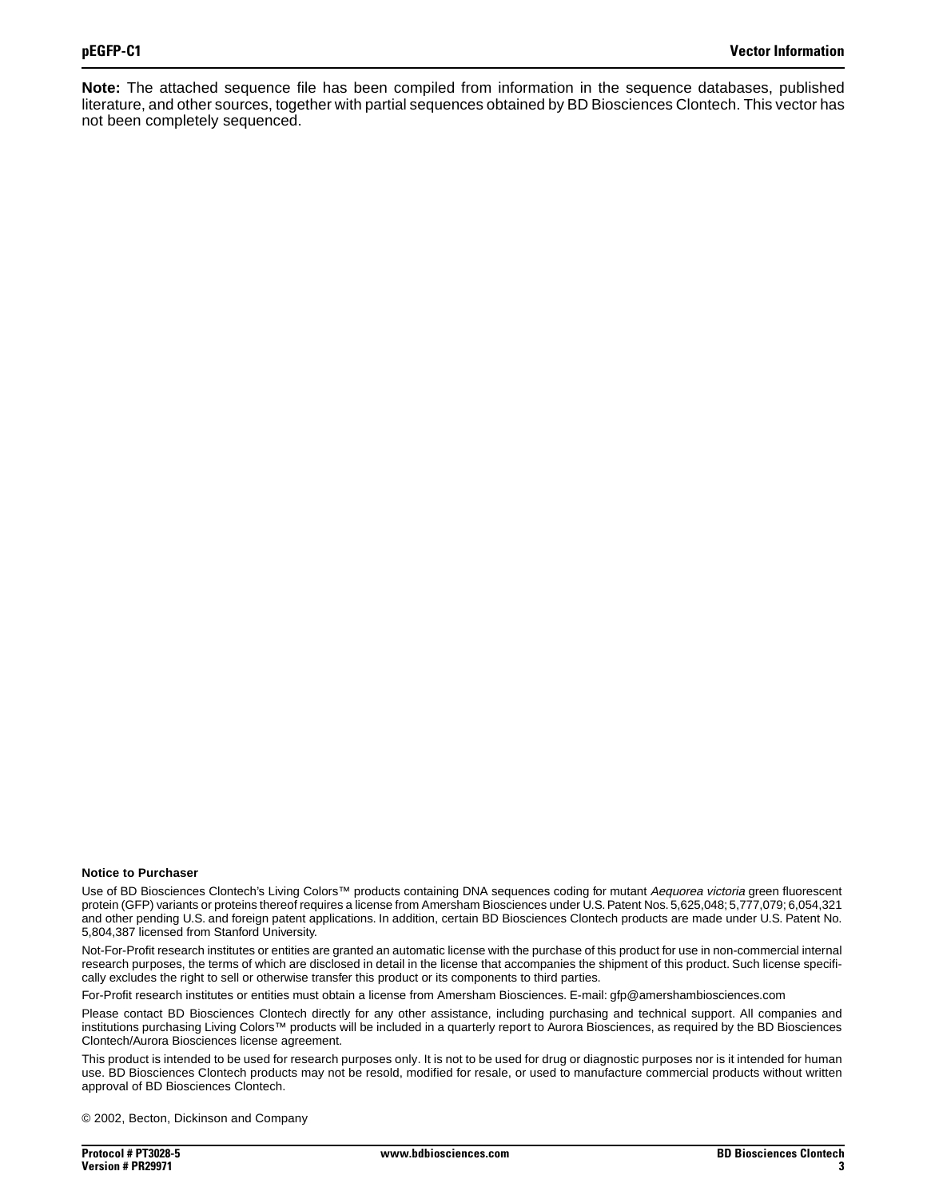**Note:** The attached sequence file has been compiled from information in the sequence databases, published literature, and other sources, together with partial sequences obtained by BD Biosciences Clontech. This vector has not been completely sequenced.

**Notice to Purchaser**

Use of BD Biosciences Clontech's Living Colors™ products containing DNA sequences coding for mutant *Aequorea victoria* green fluorescent protein (GFP) variants or proteins thereof requires a license from Amersham Biosciences under U.S. Patent Nos. 5,625,048; 5,777,079; 6,054,321 and other pending U.S. and foreign patent applications. In addition, certain BD Biosciences Clontech products are made under U.S. Patent No. 5,804,387 licensed from Stanford University.

Not-For-Profit research institutes or entities are granted an automatic license with the purchase of this product for use in non-commercial internal research purposes, the terms of which are disclosed in detail in the license that accompanies the shipment of this product. Such license specifically excludes the right to sell or otherwise transfer this product or its components to third parties.

For-Profit research institutes or entities must obtain a license from Amersham Biosciences. E-mail: gfp@amershambiosciences.com

Please contact BD Biosciences Clontech directly for any other assistance, including purchasing and technical support. All companies and institutions purchasing Living Colors™ products will be included in a quarterly report to Aurora Biosciences, as required by the BD Biosciences Clontech/Aurora Biosciences license agreement.

This product is intended to be used for research purposes only. It is not to be used for drug or diagnostic purposes nor is it intended for human use. BD Biosciences Clontech products may not be resold, modified for resale, or used to manufacture commercial products without written approval of BD Biosciences Clontech.

© 2002, Becton, Dickinson and Company